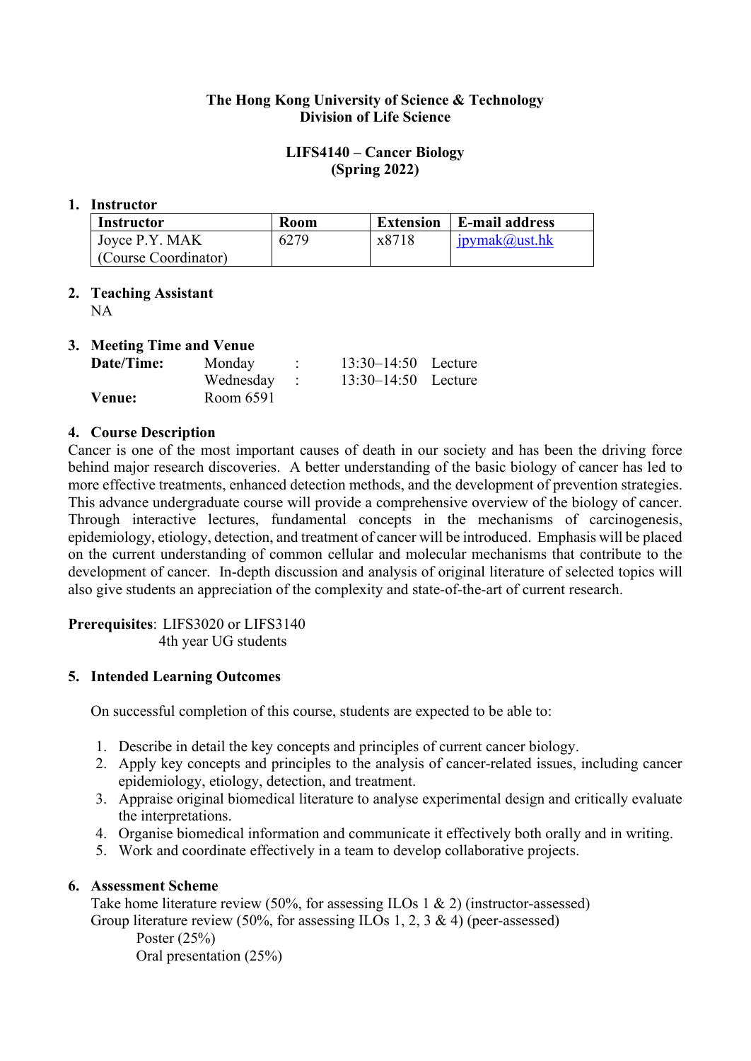**The Hong Kong University of Science & Technology**
**Division of Life Science**

**LIFS4140 – Cancer Biology**
**(Spring 2022)**

## 1. Instructor

| Instructor | Room | Extension | E-mail address |
|---|---|---|---|
| Joyce P.Y. MAK (Course Coordinator) | 6279 | x8718 | jpymak@ust.hk |

## 2. Teaching Assistant

NA

## 3. Meeting Time and Venue

| | | | | |
|---|---|---|---|---|
| **Date/Time:** | Monday | : | 13:30–14:50 | Lecture |
| | Wednesday | : | 13:30–14:50 | Lecture |
| **Venue:** | Room 6591 | | | |

## 4. Course Description

Cancer is one of the most important causes of death in our society and has been the driving force behind major research discoveries. A better understanding of the basic biology of cancer has led to more effective treatments, enhanced detection methods, and the development of prevention strategies. This advance undergraduate course will provide a comprehensive overview of the biology of cancer. Through interactive lectures, fundamental concepts in the mechanisms of carcinogenesis, epidemiology, etiology, detection, and treatment of cancer will be introduced. Emphasis will be placed on the current understanding of common cellular and molecular mechanisms that contribute to the development of cancer. In-depth discussion and analysis of original literature of selected topics will also give students an appreciation of the complexity and state-of-the-art of current research.

**Prerequisites**: LIFS3020 or LIFS3140
4th year UG students

## 5. Intended Learning Outcomes

On successful completion of this course, students are expected to be able to:

1. Describe in detail the key concepts and principles of current cancer biology.
2. Apply key concepts and principles to the analysis of cancer-related issues, including cancer epidemiology, etiology, detection, and treatment.
3. Appraise original biomedical literature to analyse experimental design and critically evaluate the interpretations.
4. Organise biomedical information and communicate it effectively both orally and in writing.
5. Work and coordinate effectively in a team to develop collaborative projects.

## 6. Assessment Scheme

Take home literature review (50%, for assessing ILOs 1 & 2) (instructor-assessed)
Group literature review (50%, for assessing ILOs 1, 2, 3 & 4) (peer-assessed)
- Poster (25%)
- Oral presentation (25%)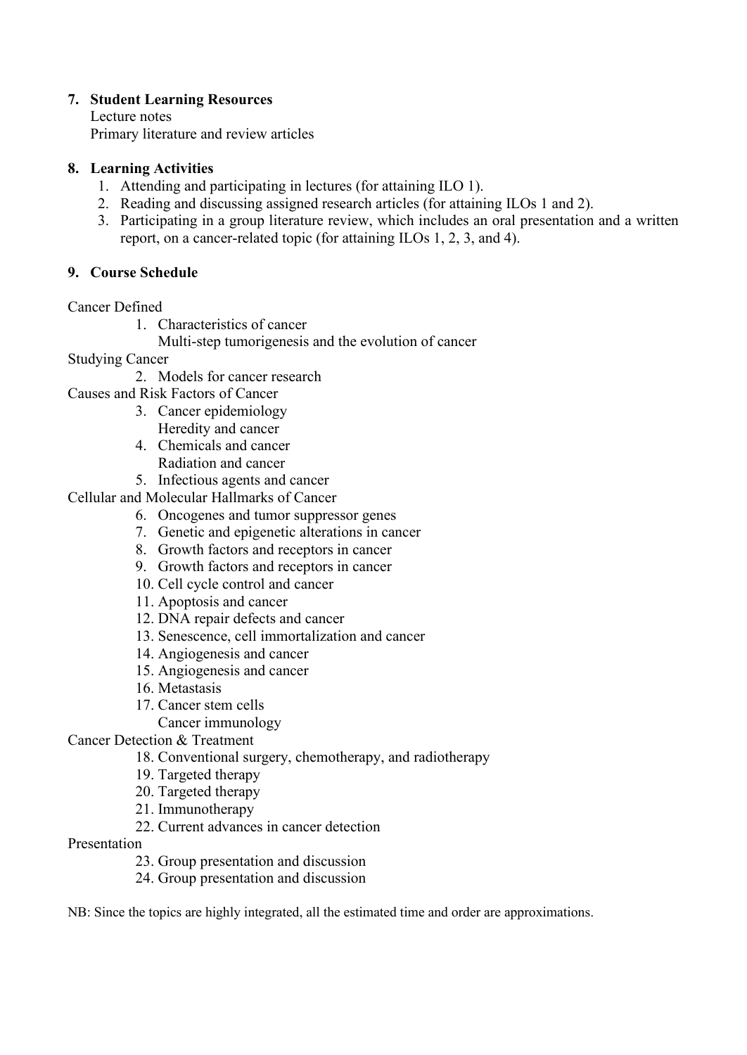## 7. Student Learning Resources

Lecture notes
Primary literature and review articles

## 8. Learning Activities

1. Attending and participating in lectures (for attaining ILO 1).
2. Reading and discussing assigned research articles (for attaining ILOs 1 and 2).
3. Participating in a group literature review, which includes an oral presentation and a written report, on a cancer-related topic (for attaining ILOs 1, 2, 3, and 4).

## 9. Course Schedule

Cancer Defined

1. Characteristics of cancer
   Multi-step tumorigenesis and the evolution of cancer

Studying Cancer

2. Models for cancer research

Causes and Risk Factors of Cancer

3. Cancer epidemiology
   Heredity and cancer
4. Chemicals and cancer
   Radiation and cancer
5. Infectious agents and cancer

Cellular and Molecular Hallmarks of Cancer

6. Oncogenes and tumor suppressor genes
7. Genetic and epigenetic alterations in cancer
8. Growth factors and receptors in cancer
9. Growth factors and receptors in cancer
10. Cell cycle control and cancer
11. Apoptosis and cancer
12. DNA repair defects and cancer
13. Senescence, cell immortalization and cancer
14. Angiogenesis and cancer
15. Angiogenesis and cancer
16. Metastasis
17. Cancer stem cells
    Cancer immunology

Cancer Detection & Treatment

18. Conventional surgery, chemotherapy, and radiotherapy
19. Targeted therapy
20. Targeted therapy
21. Immunotherapy
22. Current advances in cancer detection

Presentation

23. Group presentation and discussion
24. Group presentation and discussion

NB: Since the topics are highly integrated, all the estimated time and order are approximations.